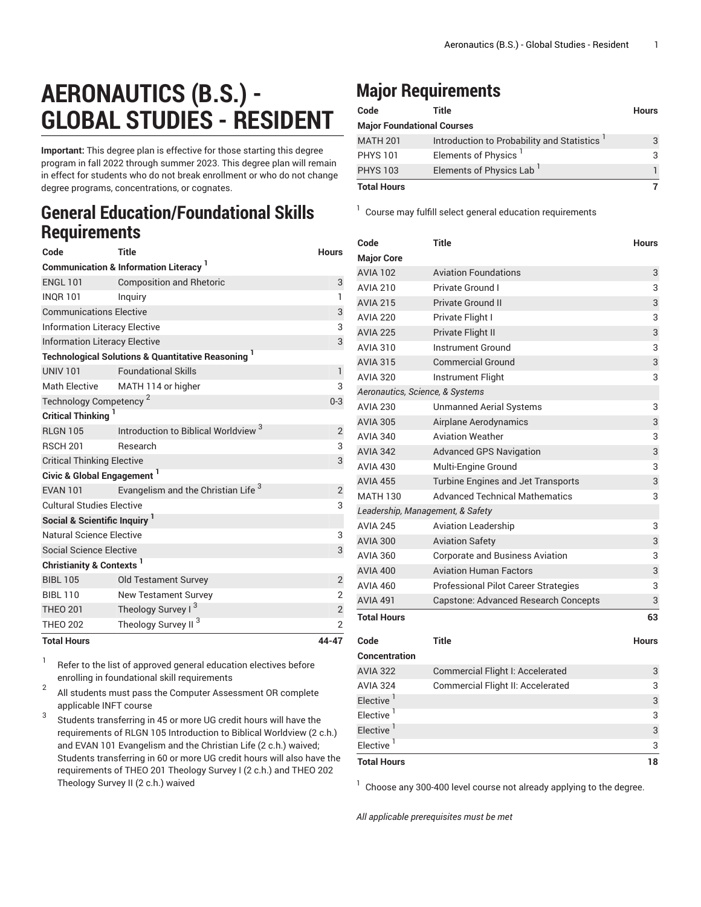# AERONAUTICS (B.S.) - GLOBAL STUDIES - RESIDENT

**Important:** This degree plan is effective for those starting this degree program in fall 2022 through summer 2023. This degree plan will remain in effect for students who do not break enrollment or who do not change degree programs, concentrations, or cognates.

## General Education/Foundational Skills Requirements

| Code | Title | Hours |
|---|---|---|
| **Communication & Information Literacy** [1] | | |
| ENGL 101 | Composition and Rhetoric | 3 |
| INQR 101 | Inquiry | 1 |
| Communications Elective | | 3 |
| Information Literacy Elective | | 3 |
| Information Literacy Elective | | 3 |
| **Technological Solutions & Quantitative Reasoning** [1] | | |
| UNIV 101 | Foundational Skills | 1 |
| Math Elective | MATH 114 or higher | 3 |
| Technology Competency [2] | | 0-3 |
| **Critical Thinking** [1] | | |
| RLGN 105 | Introduction to Biblical Worldview [3] | 2 |
| RSCH 201 | Research | 3 |
| Critical Thinking Elective | | 3 |
| **Civic & Global Engagement** [1] | | |
| EVAN 101 | Evangelism and the Christian Life [3] | 2 |
| Cultural Studies Elective | | 3 |
| **Social & Scientific Inquiry** [1] | | |
| Natural Science Elective | | 3 |
| Social Science Elective | | 3 |
| **Christianity & Contexts** [1] | | |
| BIBL 105 | Old Testament Survey | 2 |
| BIBL 110 | New Testament Survey | 2 |
| THEO 201 | Theology Survey I [3] | 2 |
| THEO 202 | Theology Survey II [3] | 2 |
| **Total Hours** | | **44-47** |

1. Refer to the list of approved general education electives before enrolling in foundational skill requirements
2. All students must pass the Computer Assessment OR complete applicable INFT course
3. Students transferring in 45 or more UG credit hours will have the requirements of RLGN 105 Introduction to Biblical Worldview (2 c.h.) and EVAN 101 Evangelism and the Christian Life (2 c.h.) waived; Students transferring in 60 or more UG credit hours will also have the requirements of THEO 201 Theology Survey I (2 c.h.) and THEO 202 Theology Survey II (2 c.h.) waived

## Major Requirements

| Code | Title | Hours |
|---|---|---|
| **Major Foundational Courses** | | |
| MATH 201 | Introduction to Probability and Statistics [1] | 3 |
| PHYS 101 | Elements of Physics [1] | 3 |
| PHYS 103 | Elements of Physics Lab [1] | 1 |
| **Total Hours** | | **7** |

1. Course may fulfill select general education requirements

| Code | Title | Hours |
|---|---|---|
| **Major Core** | | |
| AVIA 102 | Aviation Foundations | 3 |
| AVIA 210 | Private Ground I | 3 |
| AVIA 215 | Private Ground II | 3 |
| AVIA 220 | Private Flight I | 3 |
| AVIA 225 | Private Flight II | 3 |
| AVIA 310 | Instrument Ground | 3 |
| AVIA 315 | Commercial Ground | 3 |
| AVIA 320 | Instrument Flight | 3 |
| *Aeronautics, Science, & Systems* | | |
| AVIA 230 | Unmanned Aerial Systems | 3 |
| AVIA 305 | Airplane Aerodynamics | 3 |
| AVIA 340 | Aviation Weather | 3 |
| AVIA 342 | Advanced GPS Navigation | 3 |
| AVIA 430 | Multi-Engine Ground | 3 |
| AVIA 455 | Turbine Engines and Jet Transports | 3 |
| MATH 130 | Advanced Technical Mathematics | 3 |
| *Leadership, Management, & Safety* | | |
| AVIA 245 | Aviation Leadership | 3 |
| AVIA 300 | Aviation Safety | 3 |
| AVIA 360 | Corporate and Business Aviation | 3 |
| AVIA 400 | Aviation Human Factors | 3 |
| AVIA 460 | Professional Pilot Career Strategies | 3 |
| AVIA 491 | Capstone: Advanced Research Concepts | 3 |
| **Total Hours** | | **63** |

| Code | Title | Hours |
|---|---|---|
| **Concentration** | | |
| AVIA 322 | Commercial Flight I: Accelerated | 3 |
| AVIA 324 | Commercial Flight II: Accelerated | 3 |
| Elective [1] | | 3 |
| Elective [1] | | 3 |
| Elective [1] | | 3 |
| Elective [1] | | 3 |
| **Total Hours** | | **18** |

1. Choose any 300-400 level course not already applying to the degree.

*All applicable prerequisites must be met*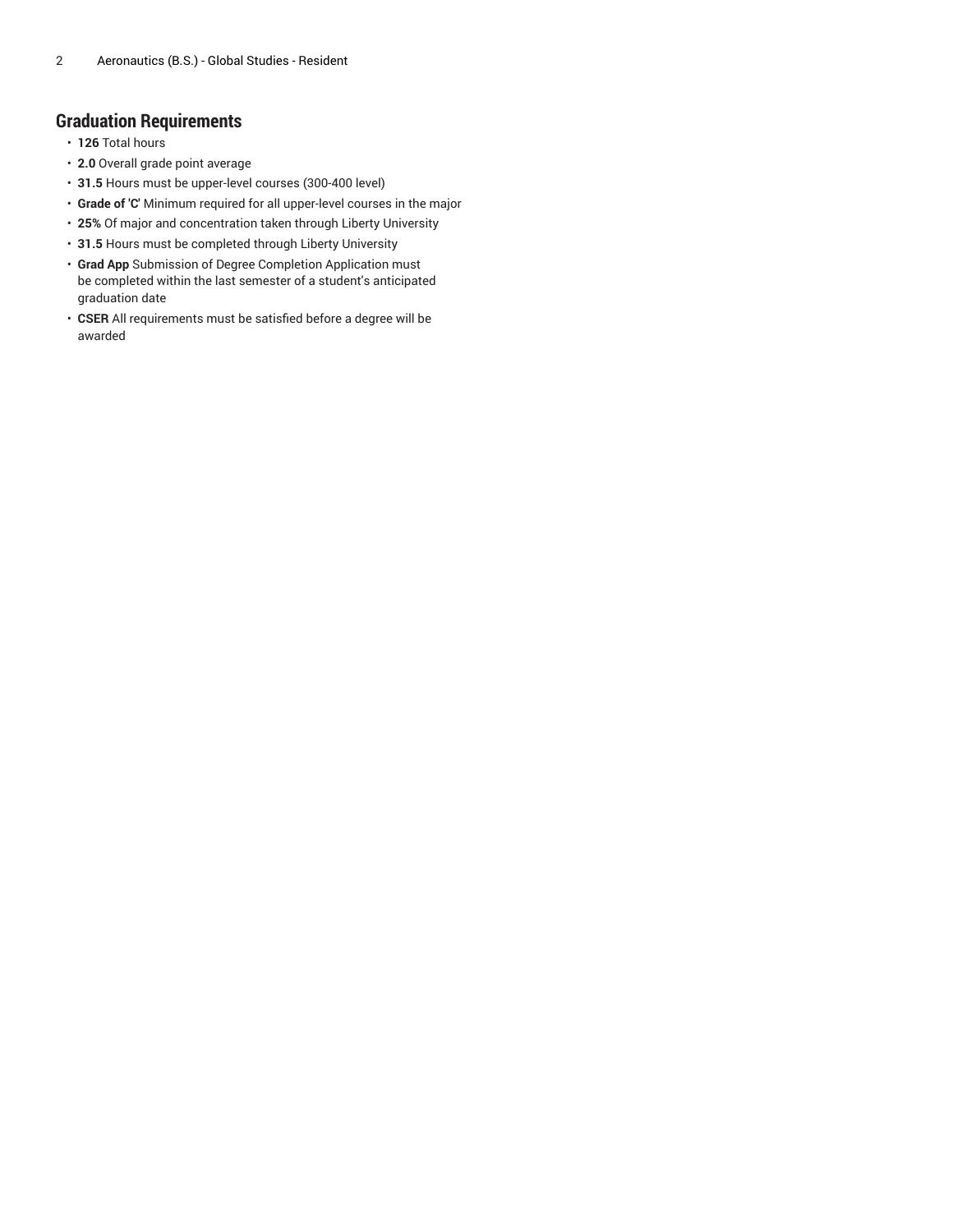## Graduation Requirements

- **126** Total hours
- **2.0** Overall grade point average
- **31.5** Hours must be upper-level courses (300-400 level)
- **Grade of 'C'** Minimum required for all upper-level courses in the major
- **25%** Of major and concentration taken through Liberty University
- **31.5** Hours must be completed through Liberty University
- **Grad App** Submission of Degree Completion Application must be completed within the last semester of a student's anticipated graduation date
- **CSER** All requirements must be satisfied before a degree will be awarded